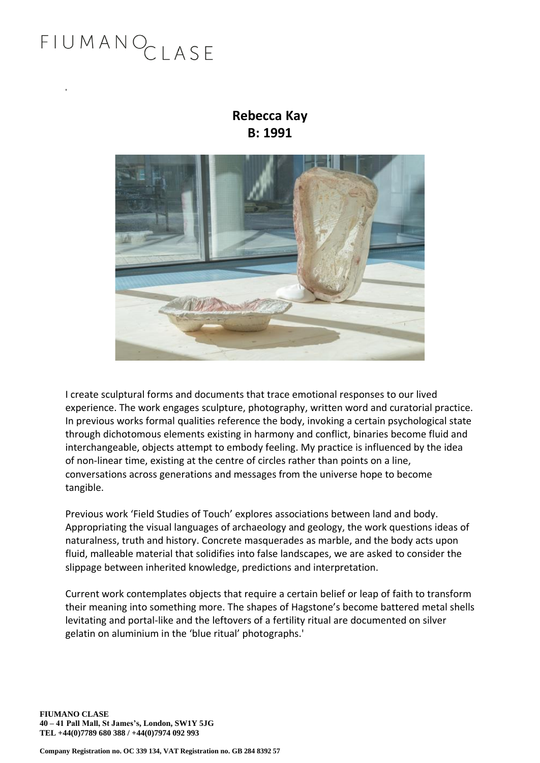# FIUMANO CLASE

**Rebecca Kay**
**B: 1991**

I create sculptural forms and documents that trace emotional responses to our lived experience. The work engages sculpture, photography, written word and curatorial practice. In previous works formal qualities reference the body, invoking a certain psychological state through dichotomous elements existing in harmony and conflict, binaries become fluid and interchangeable, objects attempt to embody feeling. My practice is influenced by the idea of non-linear time, existing at the centre of circles rather than points on a line, conversations across generations and messages from the universe hope to become tangible.

Previous work 'Field Studies of Touch' explores associations between land and body. Appropriating the visual languages of archaeology and geology, the work questions ideas of naturalness, truth and history. Concrete masquerades as marble, and the body acts upon fluid, malleable material that solidifies into false landscapes, we are asked to consider the slippage between inherited knowledge, predictions and interpretation.

Current work contemplates objects that require a certain belief or leap of faith to transform their meaning into something more. The shapes of Hagstone's become battered metal shells levitating and portal-like and the leftovers of a fertility ritual are documented on silver gelatin on aluminium in the 'blue ritual' photographs.'

**FIUMANO CLASE**
**40 – 41 Pall Mall, St James's, London, SW1Y 5JG**
**TEL +44(0)7789 680 388 / +44(0)7974 092 993**

**Company Registration no. OC 339 134, VAT Registration no. GB 284 8392 57**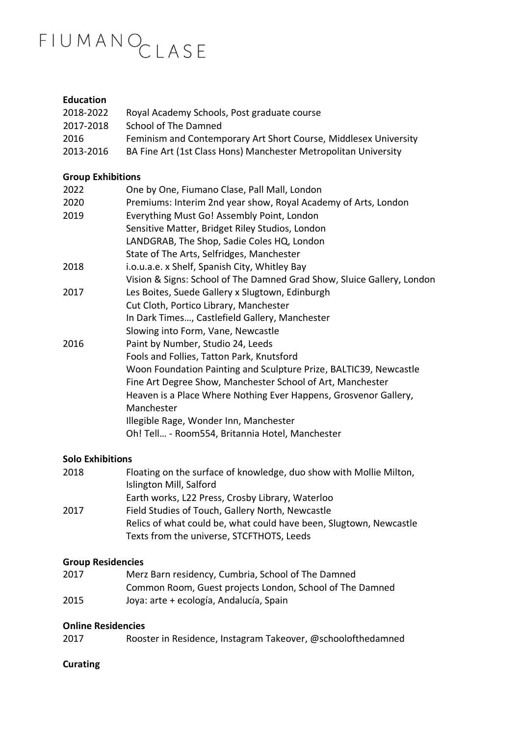FIUMANO CLASE

**Education**

| | |
|---|---|
| 2018-2022 | Royal Academy Schools, Post graduate course |
| 2017-2018 | School of The Damned |
| 2016 | Feminism and Contemporary Art Short Course, Middlesex University |
| 2013-2016 | BA Fine Art (1st Class Hons) Manchester Metropolitan University |

**Group Exhibitions**

| | |
|---|---|
| 2022 | One by One, Fiumano Clase, Pall Mall, London |
| 2020 | Premiums: Interim 2nd year show, Royal Academy of Arts, London |
| 2019 | Everything Must Go! Assembly Point, London |
| | Sensitive Matter, Bridget Riley Studios, London |
| | LANDGRAB, The Shop, Sadie Coles HQ, London |
| | State of The Arts, Selfridges, Manchester |
| 2018 | i.o.u.a.e. x Shelf, Spanish City, Whitley Bay |
| | Vision & Signs: School of The Damned Grad Show, Sluice Gallery, London |
| 2017 | Les Boites, Suede Gallery x Slugtown, Edinburgh |
| | Cut Cloth, Portico Library, Manchester |
| | In Dark Times…, Castlefield Gallery, Manchester |
| | Slowing into Form, Vane, Newcastle |
| 2016 | Paint by Number, Studio 24, Leeds |
| | Fools and Follies, Tatton Park, Knutsford |
| | Woon Foundation Painting and Sculpture Prize, BALTIC39, Newcastle |
| | Fine Art Degree Show, Manchester School of Art, Manchester |
| | Heaven is a Place Where Nothing Ever Happens, Grosvenor Gallery, Manchester |
| | Illegible Rage, Wonder Inn, Manchester |
| | Oh! Tell… - Room554, Britannia Hotel, Manchester |

**Solo Exhibitions**

| | |
|---|---|
| 2018 | Floating on the surface of knowledge, duo show with Mollie Milton, Islington Mill, Salford |
| | Earth works, L22 Press, Crosby Library, Waterloo |
| 2017 | Field Studies of Touch, Gallery North, Newcastle |
| | Relics of what could be, what could have been, Slugtown, Newcastle |
| | Texts from the universe, STCFTHOTS, Leeds |

**Group Residencies**

| | |
|---|---|
| 2017 | Merz Barn residency, Cumbria, School of The Damned |
| | Common Room, Guest projects London, School of The Damned |
| 2015 | Joya: arte + ecología, Andalucía, Spain |

**Online Residencies**

| | |
|---|---|
| 2017 | Rooster in Residence, Instagram Takeover, @schoolofthedamned |

**Curating**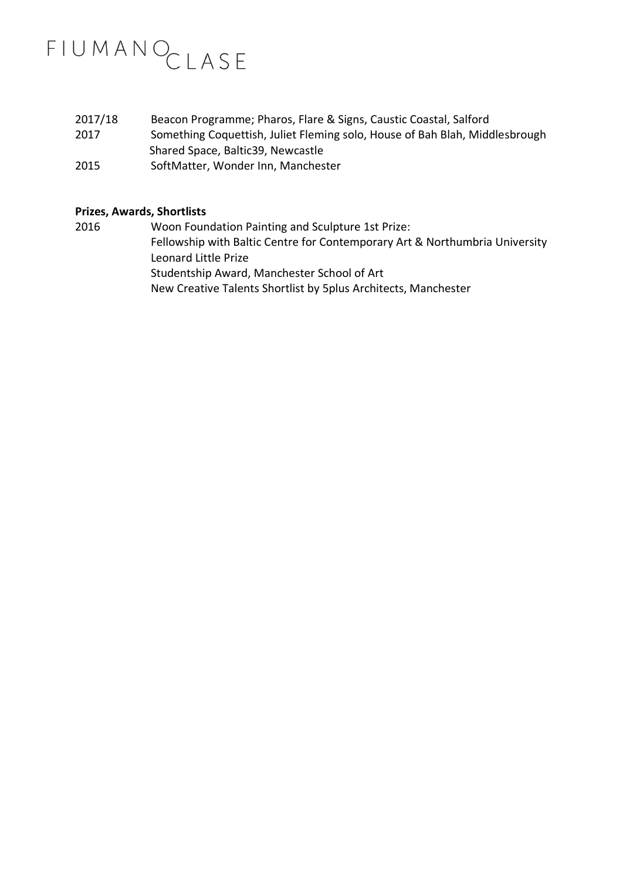| | |
|---|---|
| 2017/18 | Beacon Programme; Pharos, Flare & Signs, Caustic Coastal, Salford |
| 2017 | Something Coquettish, Juliet Fleming solo, House of Bah Blah, Middlesbrough |
| | Shared Space, Baltic39, Newcastle |
| 2015 | SoftMatter, Wonder Inn, Manchester |

**Prizes, Awards, Shortlists**

| | |
|---|---|
| 2016 | Woon Foundation Painting and Sculpture 1st Prize: |
| | Fellowship with Baltic Centre for Contemporary Art & Northumbria University |
| | Leonard Little Prize |
| | Studentship Award, Manchester School of Art |
| | New Creative Talents Shortlist by 5plus Architects, Manchester |